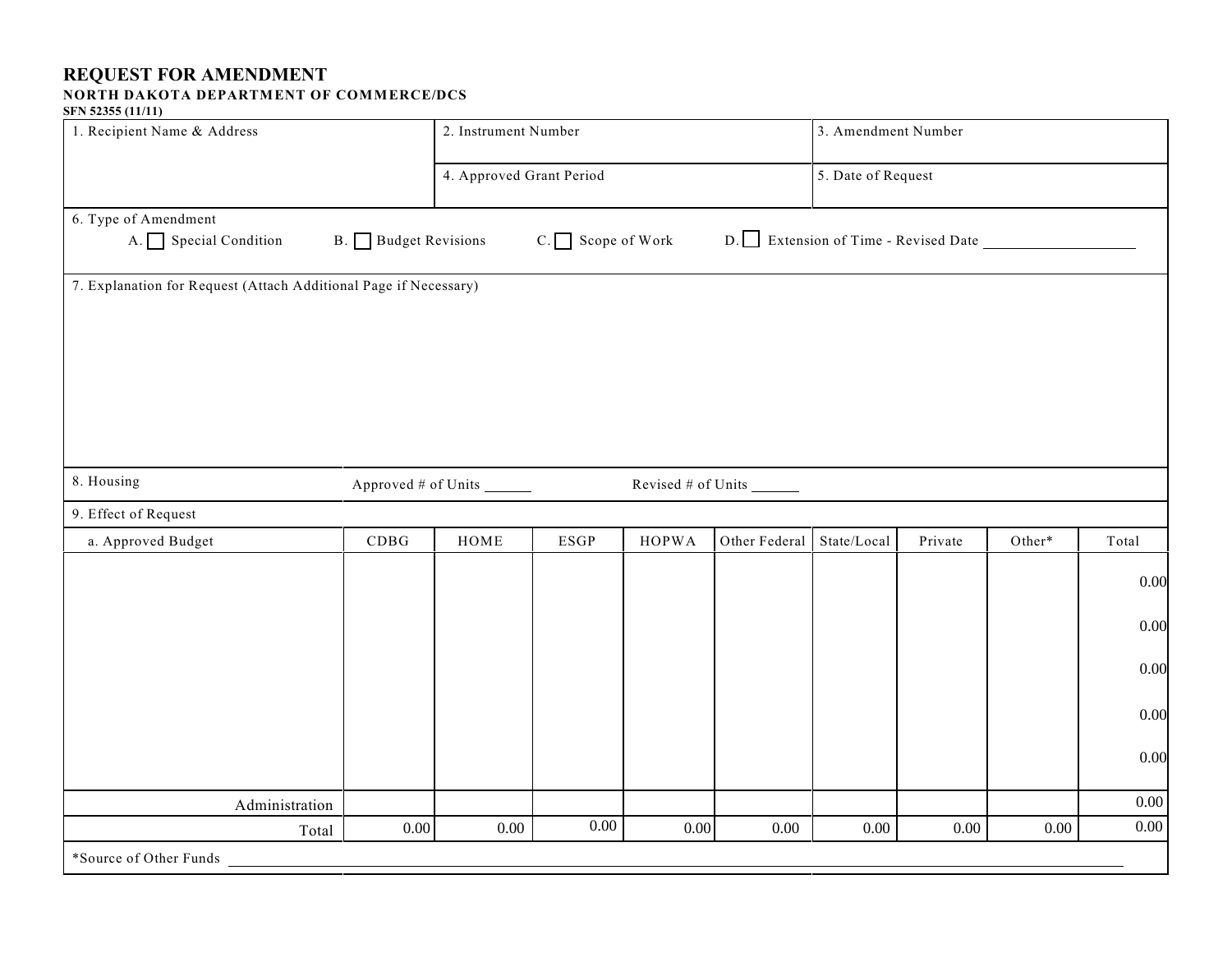# REQUEST FOR AMENDMENT

**NORTH DAKOTA DEPARTMENT OF COMMERCE/DCS**

**SFN 52355 (11/11)**

| 1. Recipient Name & Address | 2. Instrument Number | 3. Amendment Number |
|---|---|---|
| | 4. Approved Grant Period | 5. Date of Request |

6. Type of Amendment

A. ☐ Special Condition    B. ☐ Budget Revisions    C. ☐ Scope of Work    D. ☐ Extension of Time - Revised Date ____________________

7. Explanation for Request (Attach Additional Page if Necessary)

8. Housing    Approved # of Units ______    Revised # of Units ______

9. Effect of Request

| a. Approved Budget | CDBG | HOME | ESGP | HOPWA | Other Federal | State/Local | Private | Other* | Total |
|---|---|---|---|---|---|---|---|---|---|
| | | | | | | | | | 0.00 |
| | | | | | | | | | 0.00 |
| | | | | | | | | | 0.00 |
| | | | | | | | | | 0.00 |
| | | | | | | | | | 0.00 |
| Administration | | | | | | | | | 0.00 |
| Total | 0.00 | 0.00 | 0.00 | 0.00 | 0.00 | 0.00 | 0.00 | 0.00 | 0.00 |

*Source of Other Funds ________________________________________________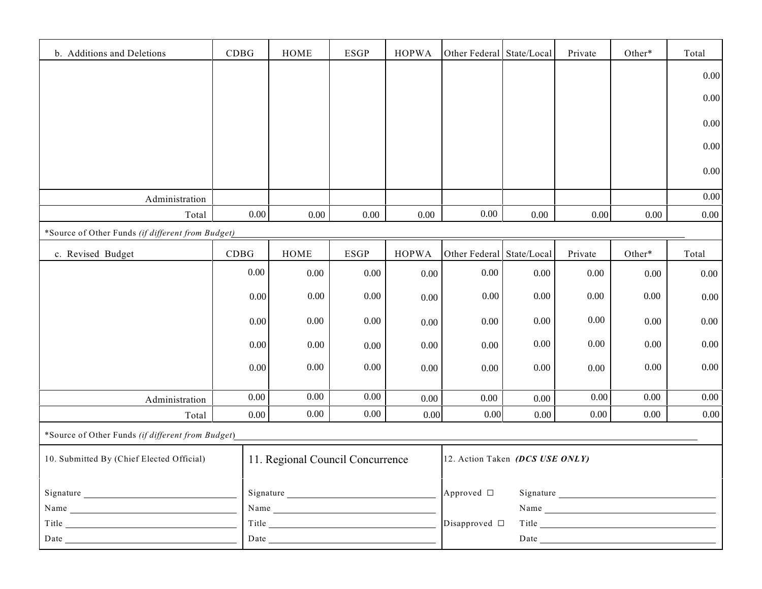| b. Additions and Deletions | CDBG | HOME | ESGP | HOPWA | Other Federal | State/Local | Private | Other* | Total |
|---|---|---|---|---|---|---|---|---|---|
| | | | | | | | | | 0.00 |
| | | | | | | | | | 0.00 |
| | | | | | | | | | 0.00 |
| | | | | | | | | | 0.00 |
| | | | | | | | | | 0.00 |
| Administration | | | | | | | | | 0.00 |
| Total | 0.00 | 0.00 | 0.00 | 0.00 | 0.00 | 0.00 | 0.00 | 0.00 | 0.00 |

*Source of Other Funds *(if different from Budget)* \_\_\_\_\_\_\_\_\_\_\_\_\_\_\_\_\_\_\_\_\_\_\_\_\_\_\_\_\_\_\_\_\_\_\_\_\_\_\_\_\_\_\_\_\_\_\_\_

| c. Revised Budget | CDBG | HOME | ESGP | HOPWA | Other Federal | State/Local | Private | Other* | Total |
|---|---|---|---|---|---|---|---|---|---|
| | 0.00 | 0.00 | 0.00 | 0.00 | 0.00 | 0.00 | 0.00 | 0.00 | 0.00 |
| | 0.00 | 0.00 | 0.00 | 0.00 | 0.00 | 0.00 | 0.00 | 0.00 | 0.00 |
| | 0.00 | 0.00 | 0.00 | 0.00 | 0.00 | 0.00 | 0.00 | 0.00 | 0.00 |
| | 0.00 | 0.00 | 0.00 | 0.00 | 0.00 | 0.00 | 0.00 | 0.00 | 0.00 |
| | 0.00 | 0.00 | 0.00 | 0.00 | 0.00 | 0.00 | 0.00 | 0.00 | 0.00 |
| Administration | 0.00 | 0.00 | 0.00 | 0.00 | 0.00 | 0.00 | 0.00 | 0.00 | 0.00 |
| Total | 0.00 | 0.00 | 0.00 | 0.00 | 0.00 | 0.00 | 0.00 | 0.00 | 0.00 |

*Source of Other Funds *(if different from Budget)* \_\_\_\_\_\_\_\_\_\_\_\_\_\_\_\_\_\_\_\_\_\_\_\_\_\_\_\_\_\_\_\_\_\_\_\_\_\_\_\_\_\_\_\_\_\_\_\_

| 10. Submitted By (Chief Elected Official) | 11. Regional Council Concurrence | 12. Action Taken ***(DCS USE ONLY)*** | |
|---|---|---|---|
| Signature \_\_\_\_\_\_\_\_\_\_\_\_\_\_\_\_ | Signature \_\_\_\_\_\_\_\_\_\_\_\_\_\_\_\_ | Approved ☐ | Signature \_\_\_\_\_\_\_\_\_\_\_\_\_\_\_\_ |
| Name \_\_\_\_\_\_\_\_\_\_\_\_\_\_\_\_ | Name \_\_\_\_\_\_\_\_\_\_\_\_\_\_\_\_ | | Name \_\_\_\_\_\_\_\_\_\_\_\_\_\_\_\_ |
| Title \_\_\_\_\_\_\_\_\_\_\_\_\_\_\_\_ | Title \_\_\_\_\_\_\_\_\_\_\_\_\_\_\_\_ | Disapproved ☐ | Title \_\_\_\_\_\_\_\_\_\_\_\_\_\_\_\_ |
| Date \_\_\_\_\_\_\_\_\_\_\_\_\_\_\_\_ | Date \_\_\_\_\_\_\_\_\_\_\_\_\_\_\_\_ | | Date \_\_\_\_\_\_\_\_\_\_\_\_\_\_\_\_ |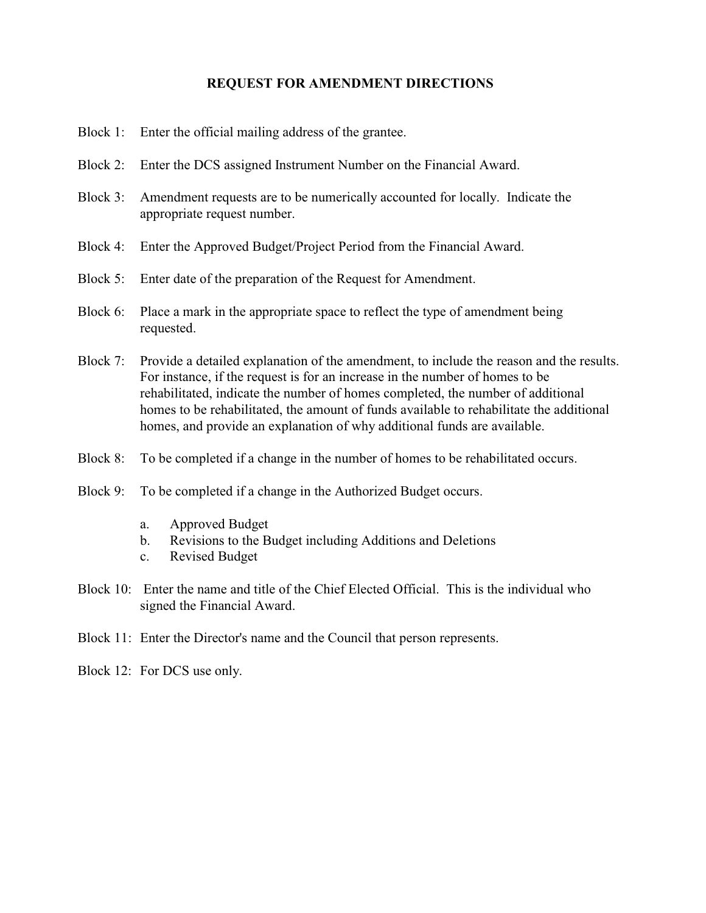## REQUEST FOR AMENDMENT DIRECTIONS

Block 1: Enter the official mailing address of the grantee.

Block 2: Enter the DCS assigned Instrument Number on the Financial Award.

Block 3: Amendment requests are to be numerically accounted for locally. Indicate the appropriate request number.

Block 4: Enter the Approved Budget/Project Period from the Financial Award.

Block 5: Enter date of the preparation of the Request for Amendment.

Block 6: Place a mark in the appropriate space to reflect the type of amendment being requested.

Block 7: Provide a detailed explanation of the amendment, to include the reason and the results. For instance, if the request is for an increase in the number of homes to be rehabilitated, indicate the number of homes completed, the number of additional homes to be rehabilitated, the amount of funds available to rehabilitate the additional homes, and provide an explanation of why additional funds are available.

Block 8: To be completed if a change in the number of homes to be rehabilitated occurs.

Block 9: To be completed if a change in the Authorized Budget occurs.

a. Approved Budget
b. Revisions to the Budget including Additions and Deletions
c. Revised Budget

Block 10: Enter the name and title of the Chief Elected Official. This is the individual who signed the Financial Award.

Block 11: Enter the Director's name and the Council that person represents.

Block 12: For DCS use only.